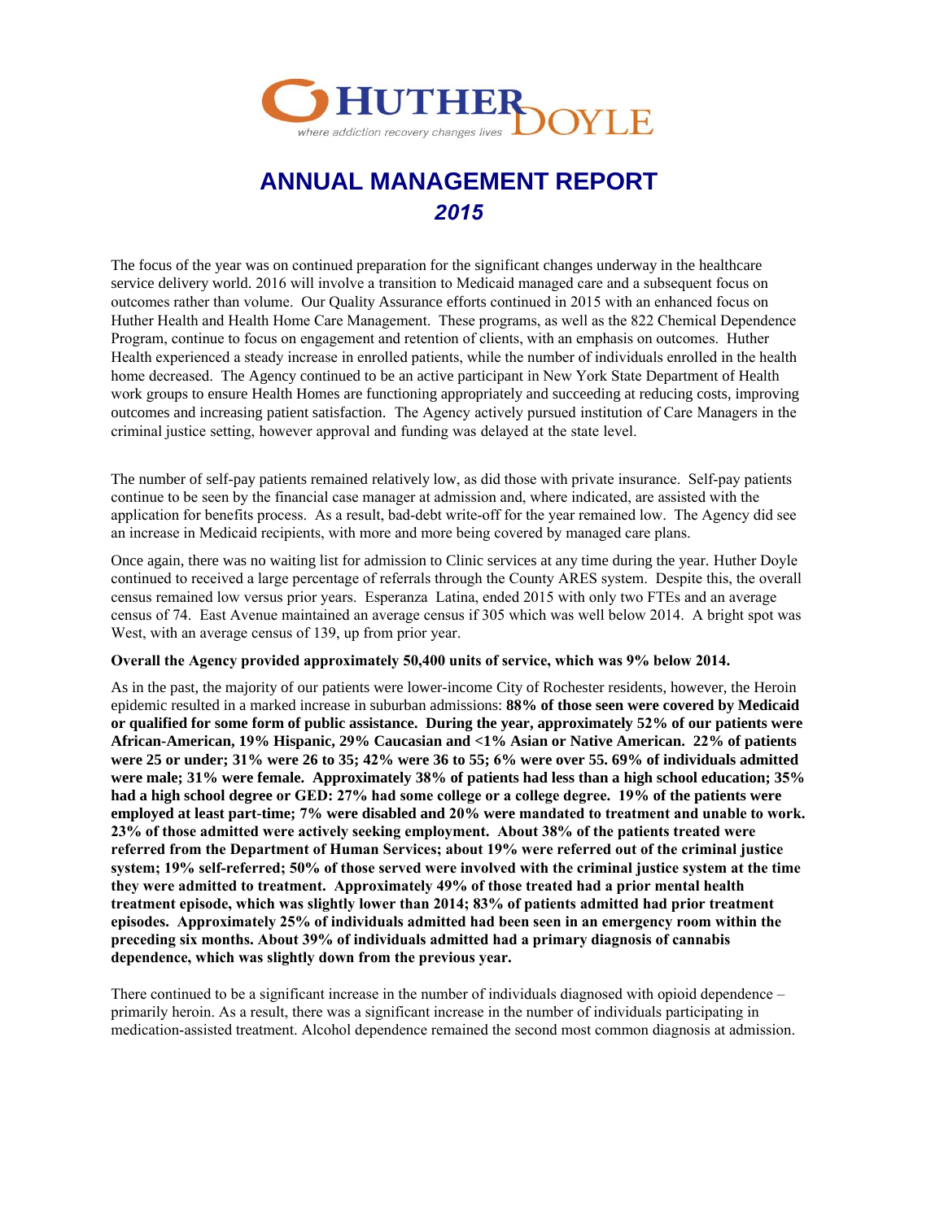HUTHER DOYLE

*where addiction recovery changes lives*

# ANNUAL MANAGEMENT REPORT

## *2015*

The focus of the year was on continued preparation for the significant changes underway in the healthcare service delivery world. 2016 will involve a transition to Medicaid managed care and a subsequent focus on outcomes rather than volume. Our Quality Assurance efforts continued in 2015 with an enhanced focus on Huther Health and Health Home Care Management. These programs, as well as the 822 Chemical Dependence Program, continue to focus on engagement and retention of clients, with an emphasis on outcomes. Huther Health experienced a steady increase in enrolled patients, while the number of individuals enrolled in the health home decreased. The Agency continued to be an active participant in New York State Department of Health work groups to ensure Health Homes are functioning appropriately and succeeding at reducing costs, improving outcomes and increasing patient satisfaction. The Agency actively pursued institution of Care Managers in the criminal justice setting, however approval and funding was delayed at the state level.

The number of self-pay patients remained relatively low, as did those with private insurance. Self-pay patients continue to be seen by the financial case manager at admission and, where indicated, are assisted with the application for benefits process. As a result, bad-debt write-off for the year remained low. The Agency did see an increase in Medicaid recipients, with more and more being covered by managed care plans.

Once again, there was no waiting list for admission to Clinic services at any time during the year. Huther Doyle continued to received a large percentage of referrals through the County ARES system. Despite this, the overall census remained low versus prior years. Esperanza Latina, ended 2015 with only two FTEs and an average census of 74. East Avenue maintained an average census if 305 which was well below 2014. A bright spot was West, with an average census of 139, up from prior year.

**Overall the Agency provided approximately 50,400 units of service, which was 9% below 2014.**

As in the past, the majority of our patients were lower-income City of Rochester residents, however, the Heroin epidemic resulted in a marked increase in suburban admissions: **88% of those seen were covered by Medicaid or qualified for some form of public assistance. During the year, approximately 52% of our patients were African-American, 19% Hispanic, 29% Caucasian and <1% Asian or Native American. 22% of patients were 25 or under; 31% were 26 to 35; 42% were 36 to 55; 6% were over 55. 69% of individuals admitted were male; 31% were female. Approximately 38% of patients had less than a high school education; 35% had a high school degree or GED: 27% had some college or a college degree. 19% of the patients were employed at least part-time; 7% were disabled and 20% were mandated to treatment and unable to work. 23% of those admitted were actively seeking employment. About 38% of the patients treated were referred from the Department of Human Services; about 19% were referred out of the criminal justice system; 19% self-referred; 50% of those served were involved with the criminal justice system at the time they were admitted to treatment. Approximately 49% of those treated had a prior mental health treatment episode, which was slightly lower than 2014; 83% of patients admitted had prior treatment episodes. Approximately 25% of individuals admitted had been seen in an emergency room within the preceding six months. About 39% of individuals admitted had a primary diagnosis of cannabis dependence, which was slightly down from the previous year.**

There continued to be a significant increase in the number of individuals diagnosed with opioid dependence – primarily heroin. As a result, there was a significant increase in the number of individuals participating in medication-assisted treatment. Alcohol dependence remained the second most common diagnosis at admission.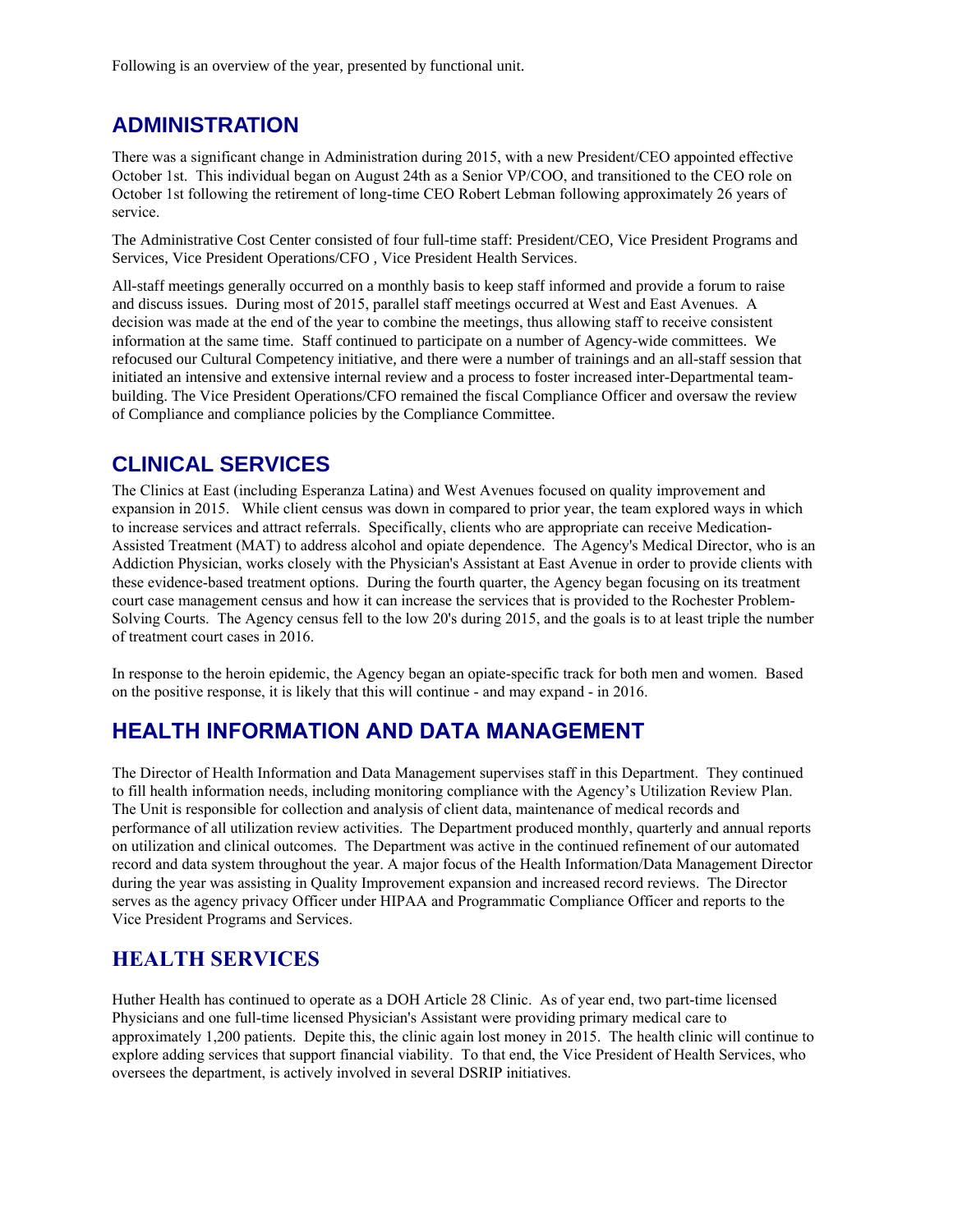Following is an overview of the year, presented by functional unit.

## ADMINISTRATION

There was a significant change in Administration during 2015, with a new President/CEO appointed effective October 1st. This individual began on August 24th as a Senior VP/COO, and transitioned to the CEO role on October 1st following the retirement of long-time CEO Robert Lebman following approximately 26 years of service.

The Administrative Cost Center consisted of four full-time staff: President/CEO, Vice President Programs and Services, Vice President Operations/CFO , Vice President Health Services.

All-staff meetings generally occurred on a monthly basis to keep staff informed and provide a forum to raise and discuss issues. During most of 2015, parallel staff meetings occurred at West and East Avenues. A decision was made at the end of the year to combine the meetings, thus allowing staff to receive consistent information at the same time. Staff continued to participate on a number of Agency-wide committees. We refocused our Cultural Competency initiative, and there were a number of trainings and an all-staff session that initiated an intensive and extensive internal review and a process to foster increased inter-Departmental team-building. The Vice President Operations/CFO remained the fiscal Compliance Officer and oversaw the review of Compliance and compliance policies by the Compliance Committee.

## CLINICAL SERVICES

The Clinics at East (including Esperanza Latina) and West Avenues focused on quality improvement and expansion in 2015. While client census was down in compared to prior year, the team explored ways in which to increase services and attract referrals. Specifically, clients who are appropriate can receive Medication-Assisted Treatment (MAT) to address alcohol and opiate dependence. The Agency's Medical Director, who is an Addiction Physician, works closely with the Physician's Assistant at East Avenue in order to provide clients with these evidence-based treatment options. During the fourth quarter, the Agency began focusing on its treatment court case management census and how it can increase the services that is provided to the Rochester Problem-Solving Courts. The Agency census fell to the low 20's during 2015, and the goals is to at least triple the number of treatment court cases in 2016.

In response to the heroin epidemic, the Agency began an opiate-specific track for both men and women. Based on the positive response, it is likely that this will continue - and may expand - in 2016.

## HEALTH INFORMATION AND DATA MANAGEMENT

The Director of Health Information and Data Management supervises staff in this Department. They continued to fill health information needs, including monitoring compliance with the Agency's Utilization Review Plan. The Unit is responsible for collection and analysis of client data, maintenance of medical records and performance of all utilization review activities. The Department produced monthly, quarterly and annual reports on utilization and clinical outcomes. The Department was active in the continued refinement of our automated record and data system throughout the year. A major focus of the Health Information/Data Management Director during the year was assisting in Quality Improvement expansion and increased record reviews. The Director serves as the agency privacy Officer under HIPAA and Programmatic Compliance Officer and reports to the Vice President Programs and Services.

## HEALTH SERVICES

Huther Health has continued to operate as a DOH Article 28 Clinic. As of year end, two part-time licensed Physicians and one full-time licensed Physician's Assistant were providing primary medical care to approximately 1,200 patients. Depite this, the clinic again lost money in 2015. The health clinic will continue to explore adding services that support financial viability. To that end, the Vice President of Health Services, who oversees the department, is actively involved in several DSRIP initiatives.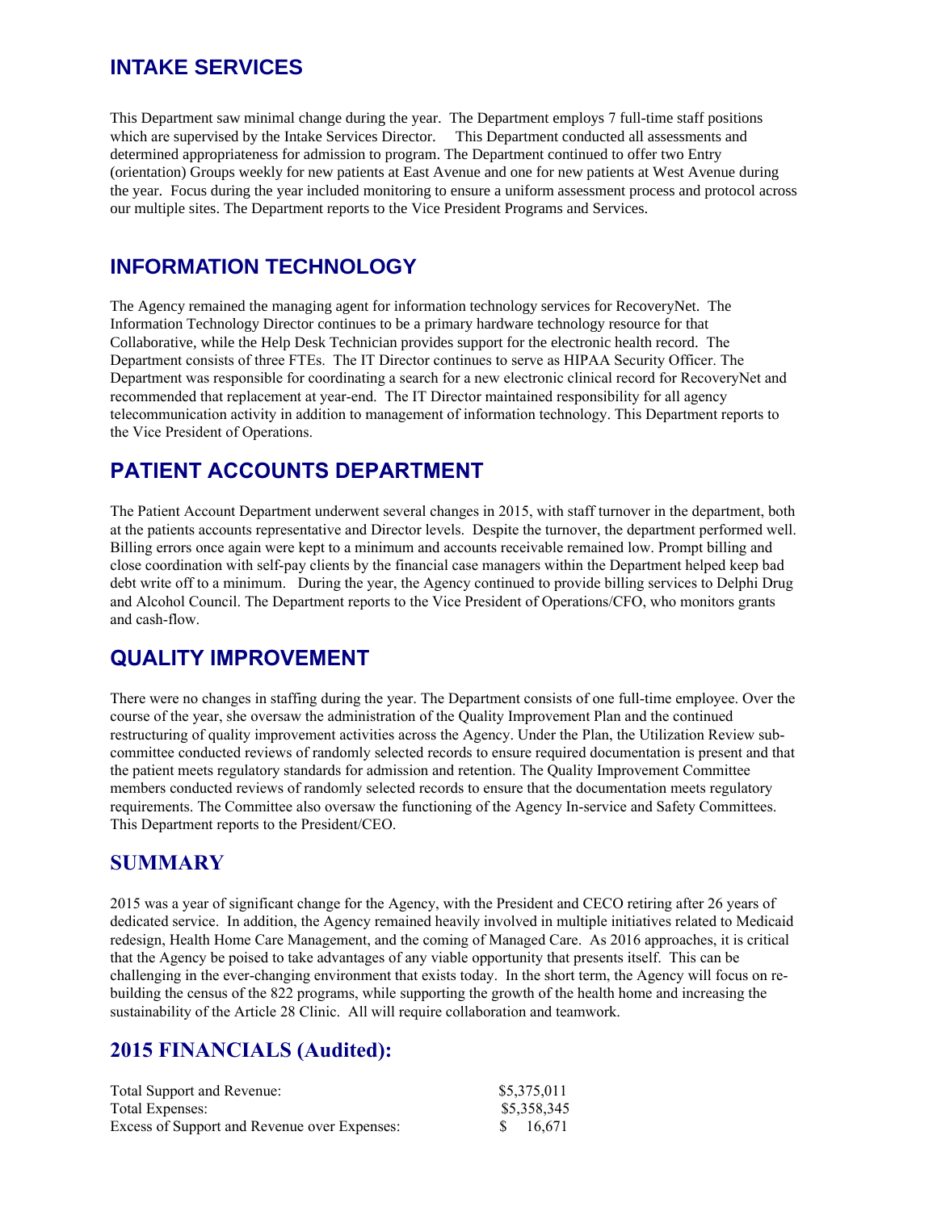## INTAKE SERVICES

This Department saw minimal change during the year. The Department employs 7 full-time staff positions which are supervised by the Intake Services Director. This Department conducted all assessments and determined appropriateness for admission to program. The Department continued to offer two Entry (orientation) Groups weekly for new patients at East Avenue and one for new patients at West Avenue during the year. Focus during the year included monitoring to ensure a uniform assessment process and protocol across our multiple sites. The Department reports to the Vice President Programs and Services.

## INFORMATION TECHNOLOGY

The Agency remained the managing agent for information technology services for RecoveryNet. The Information Technology Director continues to be a primary hardware technology resource for that Collaborative, while the Help Desk Technician provides support for the electronic health record. The Department consists of three FTEs. The IT Director continues to serve as HIPAA Security Officer. The Department was responsible for coordinating a search for a new electronic clinical record for RecoveryNet and recommended that replacement at year-end. The IT Director maintained responsibility for all agency telecommunication activity in addition to management of information technology. This Department reports to the Vice President of Operations.

## PATIENT ACCOUNTS DEPARTMENT

The Patient Account Department underwent several changes in 2015, with staff turnover in the department, both at the patients accounts representative and Director levels. Despite the turnover, the department performed well. Billing errors once again were kept to a minimum and accounts receivable remained low. Prompt billing and close coordination with self-pay clients by the financial case managers within the Department helped keep bad debt write off to a minimum. During the year, the Agency continued to provide billing services to Delphi Drug and Alcohol Council. The Department reports to the Vice President of Operations/CFO, who monitors grants and cash-flow.

## QUALITY IMPROVEMENT

There were no changes in staffing during the year. The Department consists of one full-time employee. Over the course of the year, she oversaw the administration of the Quality Improvement Plan and the continued restructuring of quality improvement activities across the Agency. Under the Plan, the Utilization Review sub-committee conducted reviews of randomly selected records to ensure required documentation is present and that the patient meets regulatory standards for admission and retention. The Quality Improvement Committee members conducted reviews of randomly selected records to ensure that the documentation meets regulatory requirements. The Committee also oversaw the functioning of the Agency In-service and Safety Committees. This Department reports to the President/CEO.

## SUMMARY

2015 was a year of significant change for the Agency, with the President and CECO retiring after 26 years of dedicated service. In addition, the Agency remained heavily involved in multiple initiatives related to Medicaid redesign, Health Home Care Management, and the coming of Managed Care. As 2016 approaches, it is critical that the Agency be poised to take advantages of any viable opportunity that presents itself. This can be challenging in the ever-changing environment that exists today. In the short term, the Agency will focus on re-building the census of the 822 programs, while supporting the growth of the health home and increasing the sustainability of the Article 28 Clinic. All will require collaboration and teamwork.

## 2015 FINANCIALS (Audited):

| | |
|---|---|
| Total Support and Revenue: | $5,375,011 |
| Total Expenses: | $5,358,345 |
| Excess of Support and Revenue over Expenses: | $ 16,671 |